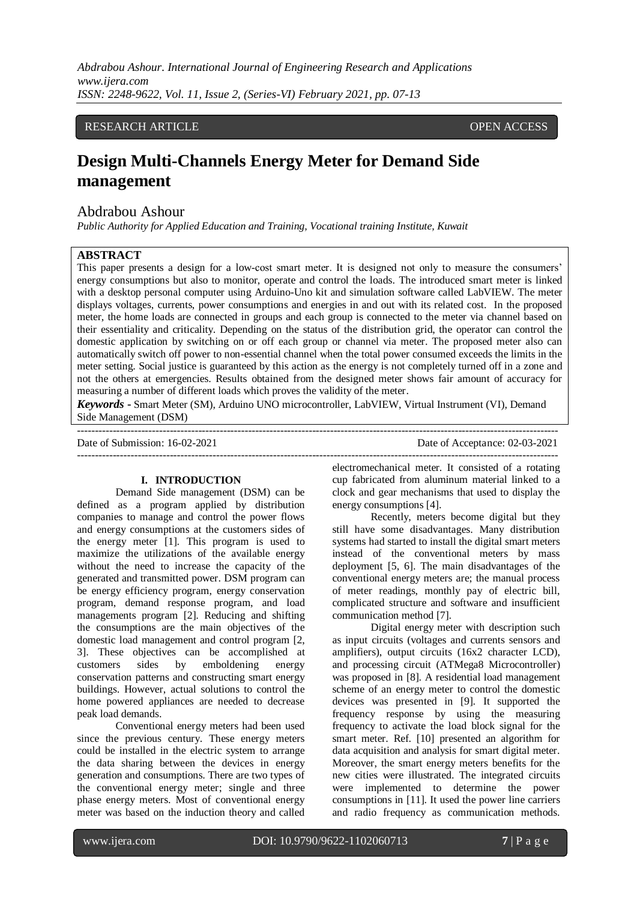RESEARCH ARTICLE OPEN ACCESS

# Design Multi-Channels Energy Meter for Demand Side management

## Abdrabou Ashour

*Public Authority for Applied Education and Training, Vocational training Institute, Kuwait*

## ABSTRACT

This paper presents a design for a low-cost smart meter. It is designed not only to measure the consumers' energy consumptions but also to monitor, operate and control the loads. The introduced smart meter is linked with a desktop personal computer using Arduino-Uno kit and simulation software called LabVIEW. The meter displays voltages, currents, power consumptions and energies in and out with its related cost. In the proposed meter, the home loads are connected in groups and each group is connected to the meter via channel based on their essentiality and criticality. Depending on the status of the distribution grid, the operator can control the domestic application by switching on or off each group or channel via meter. The proposed meter also can automatically switch off power to non-essential channel when the total power consumed exceeds the limits in the meter setting. Social justice is guaranteed by this action as the energy is not completely turned off in a zone and not the others at emergencies. Results obtained from the designed meter shows fair amount of accuracy for measuring a number of different loads which proves the validity of the meter.

***Keywords -*** Smart Meter (SM), Arduino UNO microcontroller, LabVIEW, Virtual Instrument (VI), Demand Side Management (DSM)

Date of Submission: 16-02-2021 Date of Acceptance: 02-03-2021

## I. INTRODUCTION

Demand Side management (DSM) can be defined as a program applied by distribution companies to manage and control the power flows and energy consumptions at the customers sides of the energy meter [1]. This program is used to maximize the utilizations of the available energy without the need to increase the capacity of the generated and transmitted power. DSM program can be energy efficiency program, energy conservation program, demand response program, and load managements program [2]. Reducing and shifting the consumptions are the main objectives of the domestic load management and control program [2, 3]. These objectives can be accomplished at customers sides by emboldening energy conservation patterns and constructing smart energy buildings. However, actual solutions to control the home powered appliances are needed to decrease peak load demands.

Conventional energy meters had been used since the previous century. These energy meters could be installed in the electric system to arrange the data sharing between the devices in energy generation and consumptions. There are two types of the conventional energy meter; single and three phase energy meters. Most of conventional energy meter was based on the induction theory and called electromechanical meter. It consisted of a rotating cup fabricated from aluminum material linked to a clock and gear mechanisms that used to display the energy consumptions [4].

Recently, meters become digital but they still have some disadvantages. Many distribution systems had started to install the digital smart meters instead of the conventional meters by mass deployment [5, 6]. The main disadvantages of the conventional energy meters are; the manual process of meter readings, monthly pay of electric bill, complicated structure and software and insufficient communication method [7].

Digital energy meter with description such as input circuits (voltages and currents sensors and amplifiers), output circuits (16x2 character LCD), and processing circuit (ATMega8 Microcontroller) was proposed in [8]. A residential load management scheme of an energy meter to control the domestic devices was presented in [9]. It supported the frequency response by using the measuring frequency to activate the load block signal for the smart meter. Ref. [10] presented an algorithm for data acquisition and analysis for smart digital meter. Moreover, the smart energy meters benefits for the new cities were illustrated. The integrated circuits were implemented to determine the power consumptions in [11]. It used the power line carriers and radio frequency as communication methods.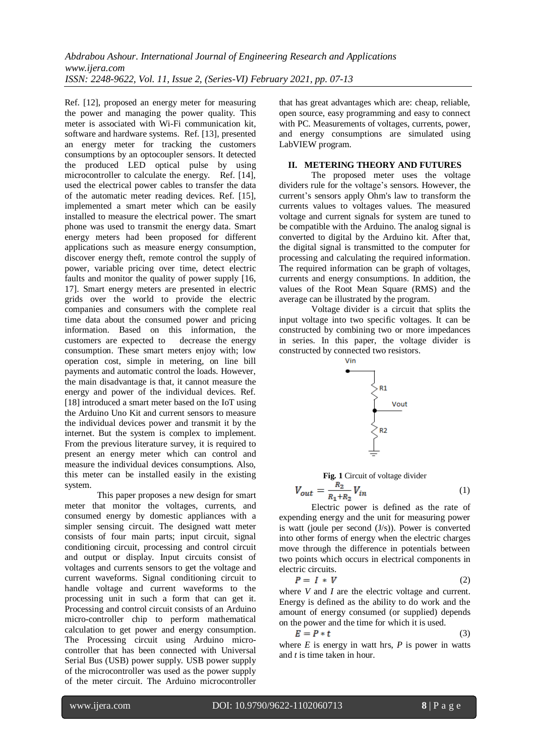Ref. [12], proposed an energy meter for measuring the power and managing the power quality. This meter is associated with Wi-Fi communication kit, software and hardware systems. Ref. [13], presented an energy meter for tracking the customers consumptions by an optocoupler sensors. It detected the produced LED optical pulse by using microcontroller to calculate the energy. Ref. [14], used the electrical power cables to transfer the data of the automatic meter reading devices. Ref. [15], implemented a smart meter which can be easily installed to measure the electrical power. The smart phone was used to transmit the energy data. Smart energy meters had been proposed for different applications such as measure energy consumption, discover energy theft, remote control the supply of power, variable pricing over time, detect electric faults and monitor the quality of power supply [16, 17]. Smart energy meters are presented in electric grids over the world to provide the electric companies and consumers with the complete real time data about the consumed power and pricing information. Based on this information, the customers are expected to decrease the energy consumption. These smart meters enjoy with; low operation cost, simple in metering, on line bill payments and automatic control the loads. However, the main disadvantage is that, it cannot measure the energy and power of the individual devices. Ref. [18] introduced a smart meter based on the IoT using the Arduino Uno Kit and current sensors to measure the individual devices power and transmit it by the internet. But the system is complex to implement. From the previous literature survey, it is required to present an energy meter which can control and measure the individual devices consumptions. Also, this meter can be installed easily in the existing system.

This paper proposes a new design for smart meter that monitor the voltages, currents, and consumed energy by domestic appliances with a simpler sensing circuit. The designed watt meter consists of four main parts; input circuit, signal conditioning circuit, processing and control circuit and output or display. Input circuits consist of voltages and currents sensors to get the voltage and current waveforms. Signal conditioning circuit to handle voltage and current waveforms to the processing unit in such a form that can get it. Processing and control circuit consists of an Arduino micro-controller chip to perform mathematical calculation to get power and energy consumption. The Processing circuit using Arduino micro-controller that has been connected with Universal Serial Bus (USB) power supply. USB power supply of the microcontroller was used as the power supply of the meter circuit. The Arduino microcontroller that has great advantages which are: cheap, reliable, open source, easy programming and easy to connect with PC. Measurements of voltages, currents, power, and energy consumptions are simulated using LabVIEW program.

## II. METERING THEORY AND FUTURES

The proposed meter uses the voltage dividers rule for the voltage's sensors. However, the current's sensors apply Ohm's law to transform the currents values to voltages values. The measured voltage and current signals for system are tuned to be compatible with the Arduino. The analog signal is converted to digital by the Arduino kit. After that, the digital signal is transmitted to the computer for processing and calculating the required information. The required information can be graph of voltages, currents and energy consumptions. In addition, the values of the Root Mean Square (RMS) and the average can be illustrated by the program.

Voltage divider is a circuit that splits the input voltage into two specific voltages. It can be constructed by combining two or more impedances in series. In this paper, the voltage divider is constructed by connected two resistors.

**Fig. 1** Circuit of voltage divider

$$V_{out} = \frac{R_2}{R_1+R_2} V_{in} \tag{1}$$

Electric power is defined as the rate of expending energy and the unit for measuring power is watt (joule per second (J/s)). Power is converted into other forms of energy when the electric charges move through the difference in potentials between two points which occurs in electrical components in electric circuits.

$$P = I * V \tag{2}$$

where *V* and *I* are the electric voltage and current. Energy is defined as the ability to do work and the amount of energy consumed (or supplied) depends on the power and the time for which it is used.

$$E = P * t \tag{3}$$

where *E* is energy in watt hrs, *P* is power in watts and *t* is time taken in hour.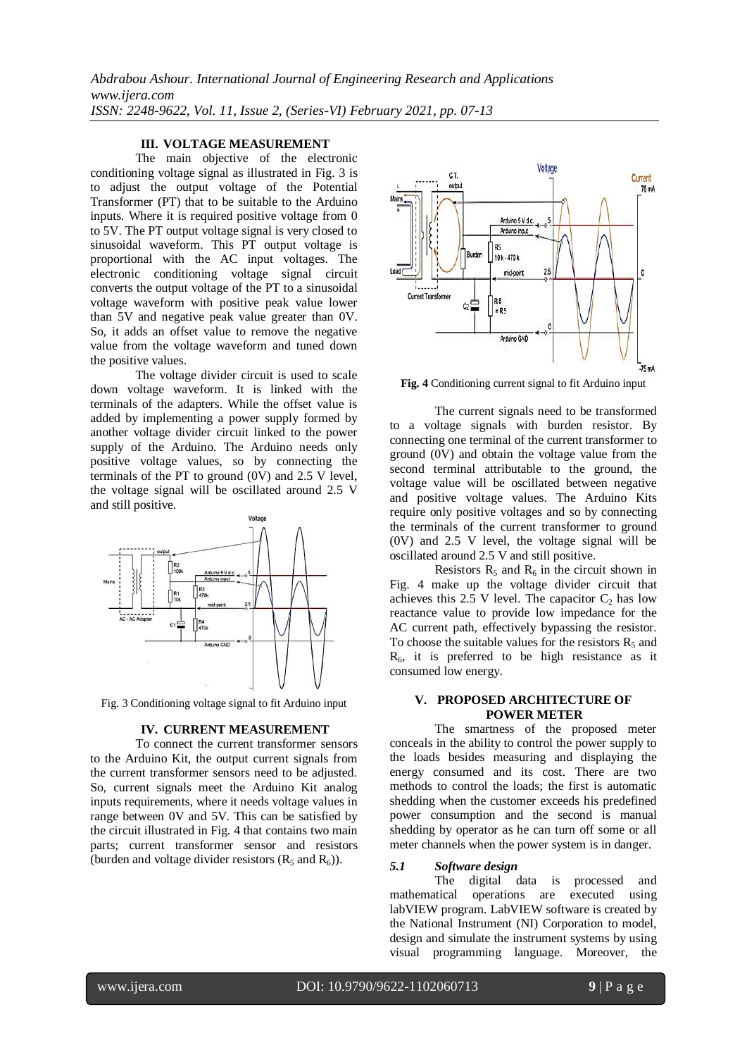## III. VOLTAGE MEASUREMENT

The main objective of the electronic conditioning voltage signal as illustrated in Fig. 3 is to adjust the output voltage of the Potential Transformer (PT) that to be suitable to the Arduino inputs. Where it is required positive voltage from 0 to 5V. The PT output voltage signal is very closed to sinusoidal waveform. This PT output voltage is proportional with the AC input voltages. The electronic conditioning voltage signal circuit converts the output voltage of the PT to a sinusoidal voltage waveform with positive peak value lower than 5V and negative peak value greater than 0V. So, it adds an offset value to remove the negative value from the voltage waveform and tuned down the positive values.

The voltage divider circuit is used to scale down voltage waveform. It is linked with the terminals of the adapters. While the offset value is added by implementing a power supply formed by another voltage divider circuit linked to the power supply of the Arduino. The Arduino needs only positive voltage values, so by connecting the terminals of the PT to ground (0V) and 2.5 V level, the voltage signal will be oscillated around 2.5 V and still positive.

Fig. 3 Conditioning voltage signal to fit Arduino input

## IV. CURRENT MEASUREMENT

To connect the current transformer sensors to the Arduino Kit, the output current signals from the current transformer sensors need to be adjusted. So, current signals meet the Arduino Kit analog inputs requirements, where it needs voltage values in range between 0V and 5V. This can be satisfied by the circuit illustrated in Fig. 4 that contains two main parts; current transformer sensor and resistors (burden and voltage divider resistors ($R_5$ and $R_6$)).

**Fig. 4** Conditioning current signal to fit Arduino input

The current signals need to be transformed to a voltage signals with burden resistor. By connecting one terminal of the current transformer to ground (0V) and obtain the voltage value from the second terminal attributable to the ground, the voltage value will be oscillated between negative and positive voltage values. The Arduino Kits require only positive voltages and so by connecting the terminals of the current transformer to ground (0V) and 2.5 V level, the voltage signal will be oscillated around 2.5 V and still positive.

Resistors $R_5$ and $R_6$ in the circuit shown in Fig. 4 make up the voltage divider circuit that achieves this 2.5 V level. The capacitor $C_2$ has low reactance value to provide low impedance for the AC current path, effectively bypassing the resistor. To choose the suitable values for the resistors $R_5$ and $R_6$, it is preferred to be high resistance as it consumed low energy.

## V. PROPOSED ARCHITECTURE OF POWER METER

The smartness of the proposed meter conceals in the ability to control the power supply to the loads besides measuring and displaying the energy consumed and its cost. There are two methods to control the loads; the first is automatic shedding when the customer exceeds his predefined power consumption and the second is manual shedding by operator as he can turn off some or all meter channels when the power system is in danger.

### *5.1 Software design*

The digital data is processed and mathematical operations are executed using labVIEW program. LabVIEW software is created by the National Instrument (NI) Corporation to model, design and simulate the instrument systems by using visual programming language. Moreover, the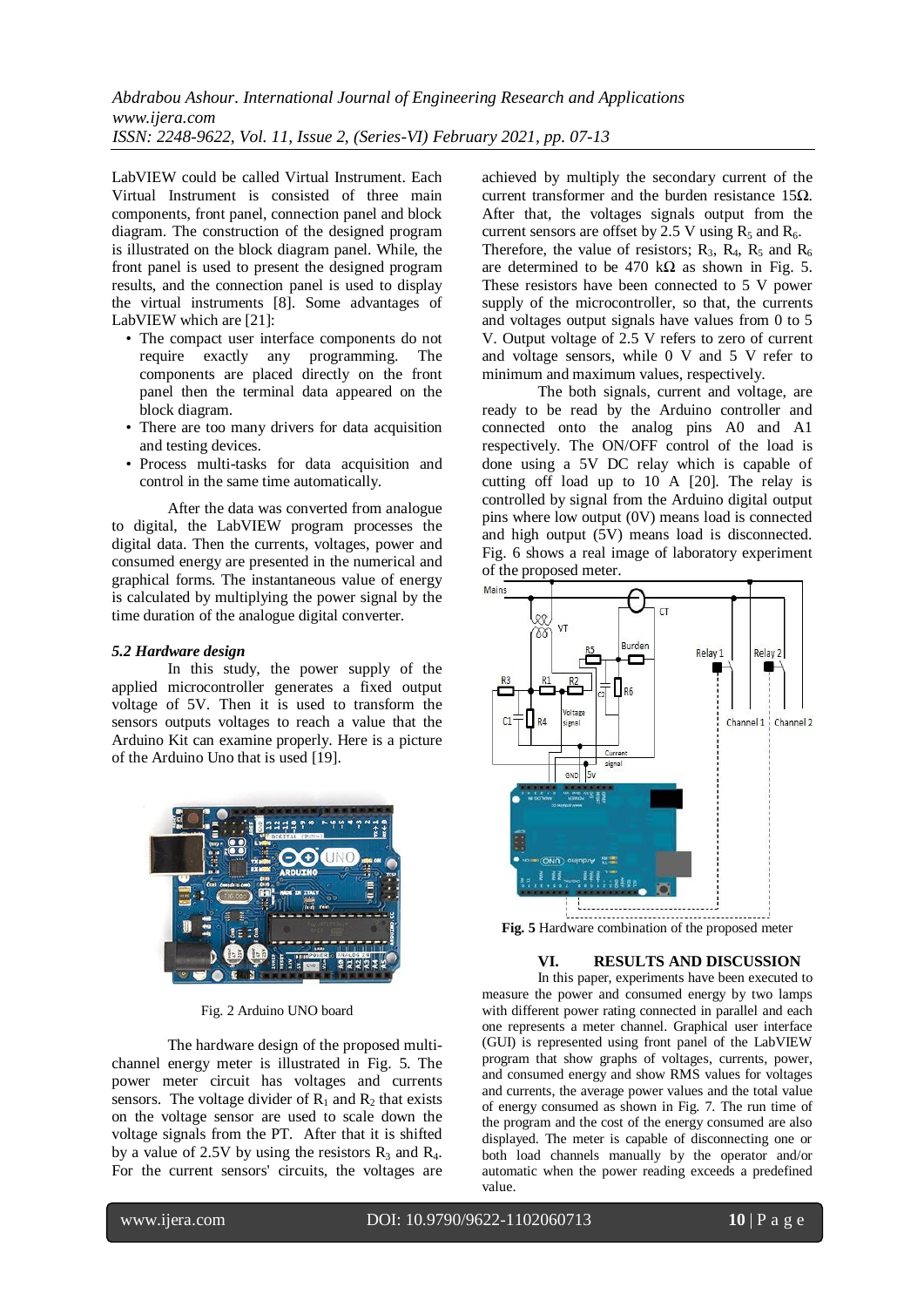LabVIEW could be called Virtual Instrument. Each Virtual Instrument is consisted of three main components, front panel, connection panel and block diagram. The construction of the designed program is illustrated on the block diagram panel. While, the front panel is used to present the designed program results, and the connection panel is used to display the virtual instruments [8]. Some advantages of LabVIEW which are [21]:

- The compact user interface components do not require exactly any programming. The components are placed directly on the front panel then the terminal data appeared on the block diagram.
- There are too many drivers for data acquisition and testing devices.
- Process multi-tasks for data acquisition and control in the same time automatically.

After the data was converted from analogue to digital, the LabVIEW program processes the digital data. Then the currents, voltages, power and consumed energy are presented in the numerical and graphical forms. The instantaneous value of energy is calculated by multiplying the power signal by the time duration of the analogue digital converter.

### *5.2 Hardware design*

In this study, the power supply of the applied microcontroller generates a fixed output voltage of 5V. Then it is used to transform the sensors outputs voltages to reach a value that the Arduino Kit can examine properly. Here is a picture of the Arduino Uno that is used [19].

Fig. 2 Arduino UNO board

The hardware design of the proposed multi-channel energy meter is illustrated in Fig. 5. The power meter circuit has voltages and currents sensors. The voltage divider of $R_1$ and $R_2$ that exists on the voltage sensor are used to scale down the voltage signals from the PT. After that it is shifted by a value of 2.5V by using the resistors $R_3$ and $R_4$. For the current sensors' circuits, the voltages are achieved by multiply the secondary current of the current transformer and the burden resistance 15Ω. After that, the voltages signals output from the current sensors are offset by 2.5 V using $R_5$ and $R_6$. Therefore, the value of resistors; $R_3$, $R_4$, $R_5$ and $R_6$ are determined to be 470 kΩ as shown in Fig. 5. These resistors have been connected to 5 V power supply of the microcontroller, so that, the currents and voltages output signals have values from 0 to 5 V. Output voltage of 2.5 V refers to zero of current and voltage sensors, while 0 V and 5 V refer to minimum and maximum values, respectively.

The both signals, current and voltage, are ready to be read by the Arduino controller and connected onto the analog pins A0 and A1 respectively. The ON/OFF control of the load is done using a 5V DC relay which is capable of cutting off load up to 10 A [20]. The relay is controlled by signal from the Arduino digital output pins where low output (0V) means load is connected and high output (5V) means load is disconnected. Fig. 6 shows a real image of laboratory experiment of the proposed meter.

**Fig. 5** Hardware combination of the proposed meter

## VI. RESULTS AND DISCUSSION

In this paper, experiments have been executed to measure the power and consumed energy by two lamps with different power rating connected in parallel and each one represents a meter channel. Graphical user interface (GUI) is represented using front panel of the LabVIEW program that show graphs of voltages, currents, power, and consumed energy and show RMS values for voltages and currents, the average power values and the total value of energy consumed as shown in Fig. 7. The run time of the program and the cost of the energy consumed are also displayed. The meter is capable of disconnecting one or both load channels manually by the operator and/or automatic when the power reading exceeds a predefined value.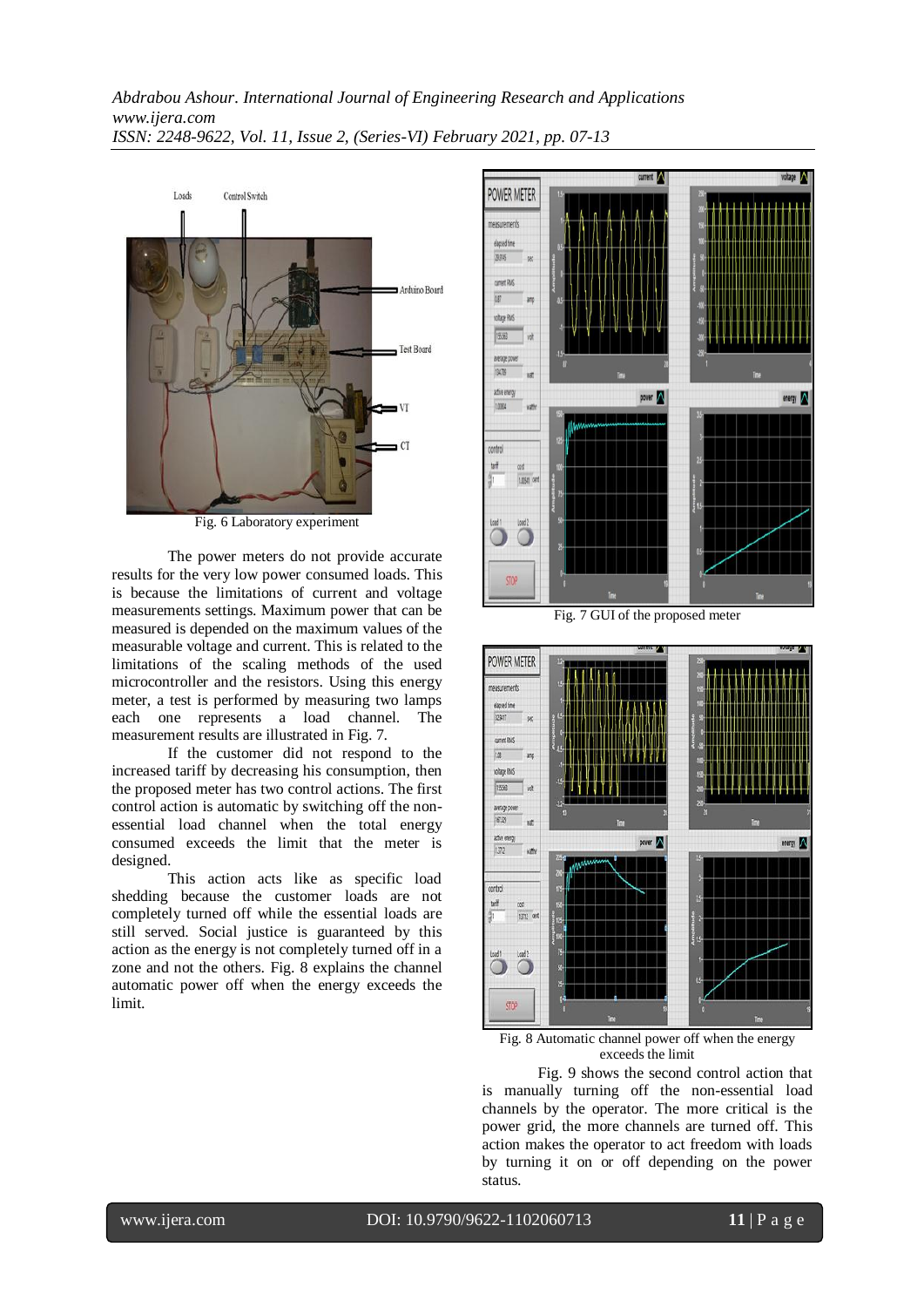Fig. 6 Laboratory experiment

The power meters do not provide accurate results for the very low power consumed loads. This is because the limitations of current and voltage measurements settings. Maximum power that can be measured is depended on the maximum values of the measurable voltage and current. This is related to the limitations of the scaling methods of the used microcontroller and the resistors. Using this energy meter, a test is performed by measuring two lamps each one represents a load channel. The measurement results are illustrated in Fig. 7.

If the customer did not respond to the increased tariff by decreasing his consumption, then the proposed meter has two control actions. The first control action is automatic by switching off the non-essential load channel when the total energy consumed exceeds the limit that the meter is designed.

This action acts like as specific load shedding because the customer loads are not completely turned off while the essential loads are still served. Social justice is guaranteed by this action as the energy is not completely turned off in a zone and not the others. Fig. 8 explains the channel automatic power off when the energy exceeds the limit.

Fig. 7 GUI of the proposed meter

Fig. 8 Automatic channel power off when the energy exceeds the limit

Fig. 9 shows the second control action that is manually turning off the non-essential load channels by the operator. The more critical is the power grid, the more channels are turned off. This action makes the operator to act freedom with loads by turning it on or off depending on the power status.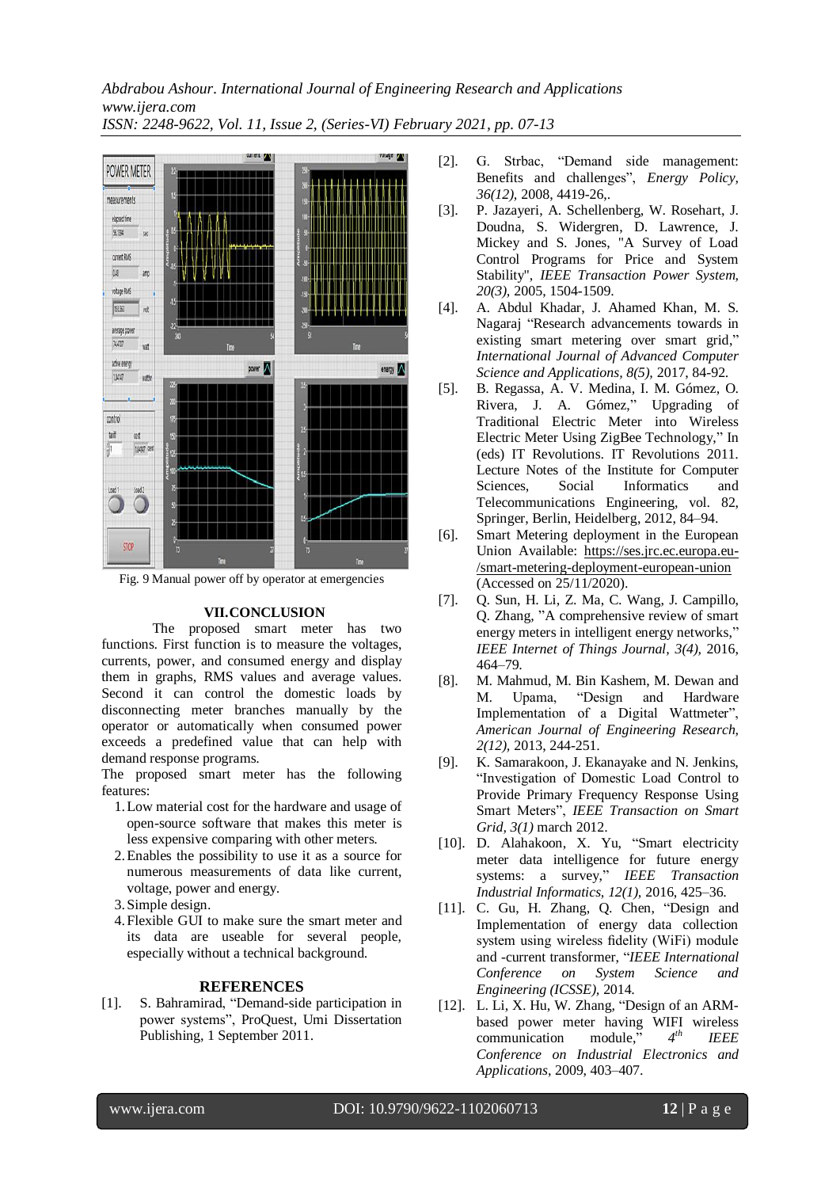Fig. 9 Manual power off by operator at emergencies

## VII. CONCLUSION

The proposed smart meter has two functions. First function is to measure the voltages, currents, power, and consumed energy and display them in graphs, RMS values and average values. Second it can control the domestic loads by disconnecting meter branches manually by the operator or automatically when consumed power exceeds a predefined value that can help with demand response programs.

The proposed smart meter has the following features:

1. Low material cost for the hardware and usage of open-source software that makes this meter is less expensive comparing with other meters.
2. Enables the possibility to use it as a source for numerous measurements of data like current, voltage, power and energy.
3. Simple design.
4. Flexible GUI to make sure the smart meter and its data are useable for several people, especially without a technical background.

## REFERENCES

[1]. S. Bahramirad, "Demand-side participation in power systems", ProQuest, Umi Dissertation Publishing, 1 September 2011.

[2]. G. Strbac, "Demand side management: Benefits and challenges", *Energy Policy, 36(12),* 2008, 4419-26,.

[3]. P. Jazayeri, A. Schellenberg, W. Rosehart, J. Doudna, S. Widergren, D. Lawrence, J. Mickey and S. Jones, "A Survey of Load Control Programs for Price and System Stability", *IEEE Transaction Power System, 20(3),* 2005, 1504-1509.

[4]. A. Abdul Khadar, J. Ahamed Khan, M. S. Nagaraj "Research advancements towards in existing smart metering over smart grid," *International Journal of Advanced Computer Science and Applications, 8(5),* 2017, 84-92.

[5]. B. Regassa, A. V. Medina, I. M. Gómez, O. Rivera, J. A. Gómez," Upgrading of Traditional Electric Meter into Wireless Electric Meter Using ZigBee Technology," In (eds) IT Revolutions. IT Revolutions 2011. Lecture Notes of the Institute for Computer Sciences, Social Informatics and Telecommunications Engineering, vol. 82, Springer, Berlin, Heidelberg, 2012, 84–94.

[6]. Smart Metering deployment in the European Union Available: https://ses.jrc.ec.europa.eu-/smart-metering-deployment-european-union (Accessed on 25/11/2020).

[7]. Q. Sun, H. Li, Z. Ma, C. Wang, J. Campillo, Q. Zhang, "A comprehensive review of smart energy meters in intelligent energy networks," *IEEE Internet of Things Journal, 3(4),* 2016, 464–79.

[8]. M. Mahmud, M. Bin Kashem, M. Dewan and M. Upama, "Design and Hardware Implementation of a Digital Wattmeter", *American Journal of Engineering Research, 2(12),* 2013, 244-251.

[9]. K. Samarakoon, J. Ekanayake and N. Jenkins, "Investigation of Domestic Load Control to Provide Primary Frequency Response Using Smart Meters", *IEEE Transaction on Smart Grid, 3(1)* march 2012.

[10]. D. Alahakoon, X. Yu, "Smart electricity meter data intelligence for future energy systems: a survey," *IEEE Transaction Industrial Informatics, 12(1),* 2016, 425–36.

[11]. C. Gu, H. Zhang, Q. Chen, "Design and Implementation of energy data collection system using wireless fidelity (WiFi) module and -current transformer, "*IEEE International Conference on System Science and Engineering (ICSSE),* 2014.

[12]. L. Li, X. Hu, W. Zhang, "Design of an ARM-based power meter having WIFI wireless communication module," *4th IEEE Conference on Industrial Electronics and Applications*, 2009, 403–407.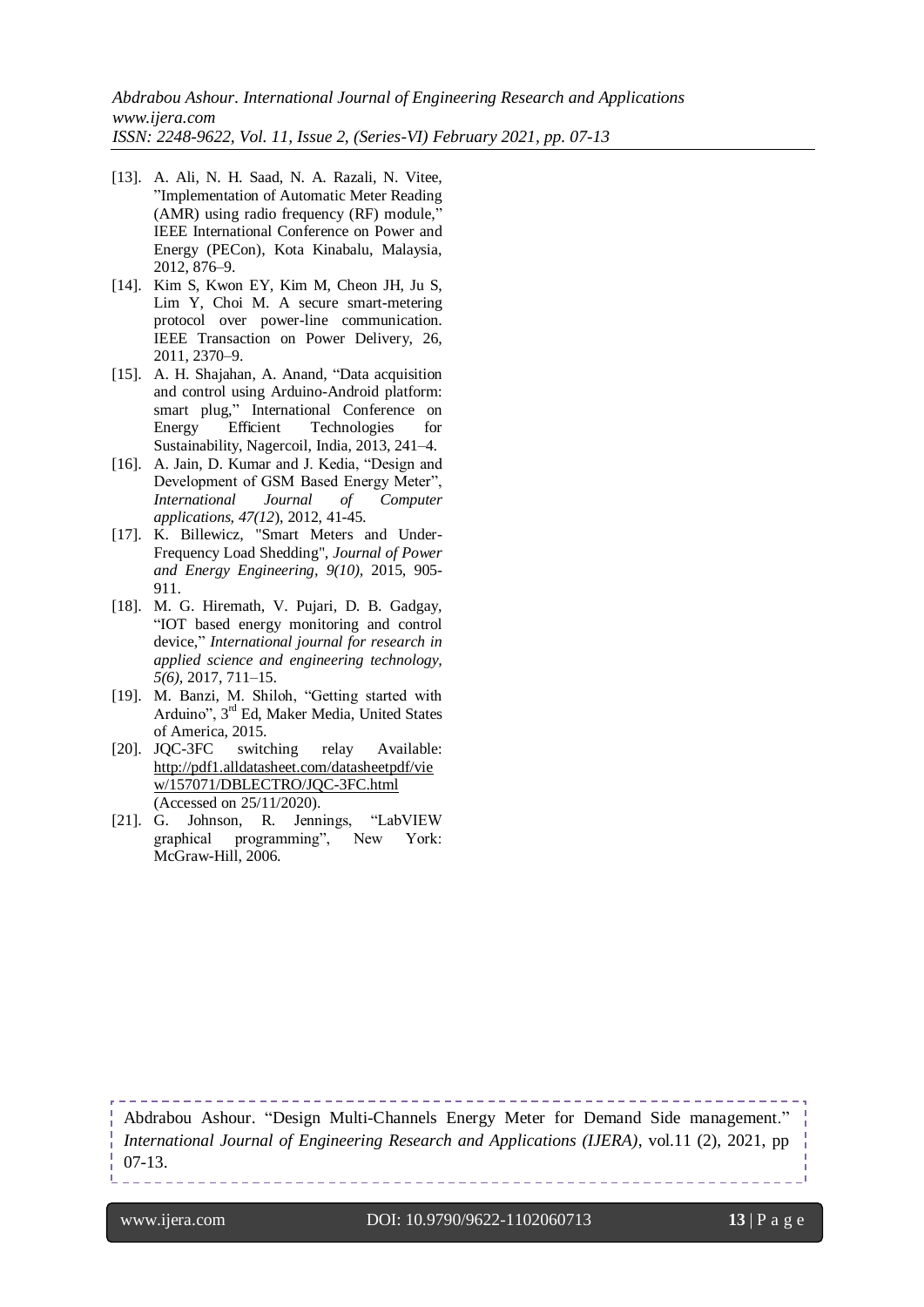[13]. A. Ali, N. H. Saad, N. A. Razali, N. Vitee, "Implementation of Automatic Meter Reading (AMR) using radio frequency (RF) module," IEEE International Conference on Power and Energy (PECon), Kota Kinabalu, Malaysia, 2012, 876–9.

[14]. Kim S, Kwon EY, Kim M, Cheon JH, Ju S, Lim Y, Choi M. A secure smart-metering protocol over power-line communication. IEEE Transaction on Power Delivery, 26, 2011, 2370–9.

[15]. A. H. Shajahan, A. Anand, "Data acquisition and control using Arduino-Android platform: smart plug," International Conference on Energy Efficient Technologies for Sustainability, Nagercoil, India, 2013, 241–4.

[16]. A. Jain, D. Kumar and J. Kedia, "Design and Development of GSM Based Energy Meter", *International Journal of Computer applications, 47(12*), 2012, 41-45.

[17]. K. Billewicz, "Smart Meters and Under-Frequency Load Shedding", *Journal of Power and Energy Engineering, 9(10),* 2015, 905-911.

[18]. M. G. Hiremath, V. Pujari, D. B. Gadgay, "IOT based energy monitoring and control device," *International journal for research in applied science and engineering technology, 5(6)*, 2017, 711–15.

[19]. M. Banzi, M. Shiloh, "Getting started with Arduino", 3rd Ed, Maker Media, United States of America, 2015.

[20]. JQC-3FC switching relay Available: http://pdf1.alldatasheet.com/datasheetpdf/view/157071/DBLECTRO/JQC-3FC.html (Accessed on 25/11/2020).

[21]. G. Johnson, R. Jennings, "LabVIEW graphical programming", New York: McGraw-Hill, 2006.

Abdrabou Ashour. "Design Multi-Channels Energy Meter for Demand Side management." *International Journal of Engineering Research and Applications (IJERA)*, vol.11 (2), 2021, pp 07-13.